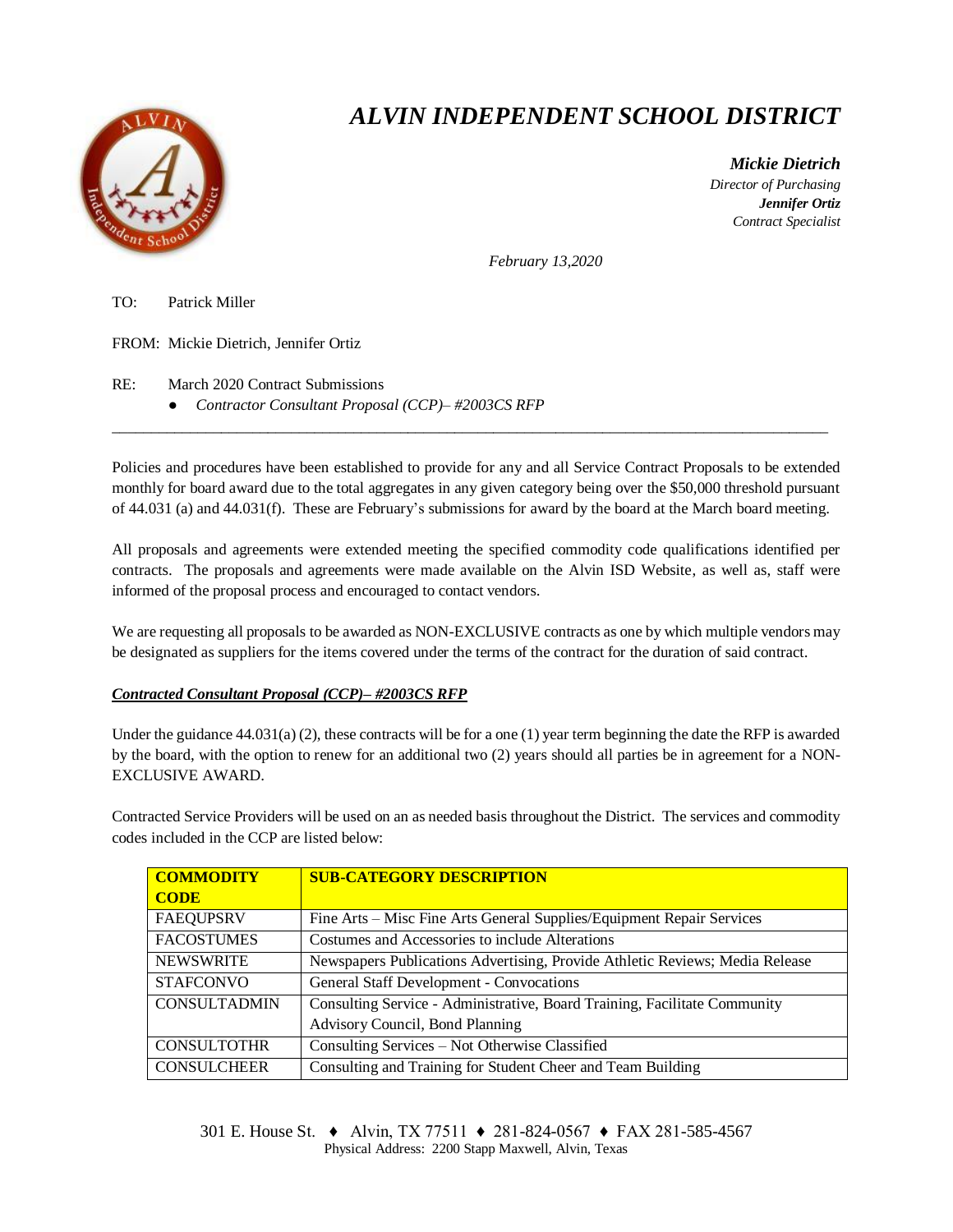# *ALVIN INDEPENDENT SCHOOL DISTRICT*

***Mickie Dietrich***
*Director of Purchasing*
***Jennifer Ortiz***
*Contract Specialist*

*February 13,2020*

TO: Patrick Miller

FROM: Mickie Dietrich, Jennifer Ortiz

RE: March 2020 Contract Submissions

- *Contractor Consultant Proposal (CCP)– #2003CS RFP*

---

Policies and procedures have been established to provide for any and all Service Contract Proposals to be extended monthly for board award due to the total aggregates in any given category being over the $50,000 threshold pursuant of 44.031 (a) and 44.031(f). These are February's submissions for award by the board at the March board meeting.

All proposals and agreements were extended meeting the specified commodity code qualifications identified per contracts. The proposals and agreements were made available on the Alvin ISD Website, as well as, staff were informed of the proposal process and encouraged to contact vendors.

We are requesting all proposals to be awarded as NON-EXCLUSIVE contracts as one by which multiple vendors may be designated as suppliers for the items covered under the terms of the contract for the duration of said contract.

***Contracted Consultant Proposal (CCP)– #2003CS RFP***

Under the guidance 44.031(a) (2), these contracts will be for a one (1) year term beginning the date the RFP is awarded by the board, with the option to renew for an additional two (2) years should all parties be in agreement for a NON-EXCLUSIVE AWARD.

Contracted Service Providers will be used on an as needed basis throughout the District. The services and commodity codes included in the CCP are listed below:

| COMMODITY CODE | SUB-CATEGORY DESCRIPTION |
|---|---|
| FAEQUPSRV | Fine Arts – Misc Fine Arts General Supplies/Equipment Repair Services |
| FACOSTUMES | Costumes and Accessories to include Alterations |
| NEWSWRITE | Newspapers Publications Advertising, Provide Athletic Reviews; Media Release |
| STAFCONVO | General Staff Development - Convocations |
| CONSULTADMIN | Consulting Service - Administrative, Board Training, Facilitate Community Advisory Council, Bond Planning |
| CONSULTOTHR | Consulting Services – Not Otherwise Classified |
| CONSULCHEER | Consulting and Training for Student Cheer and Team Building |

301 E. House St. ♦ Alvin, TX 77511 ♦ 281-824-0567 ♦ FAX 281-585-4567
Physical Address: 2200 Stapp Maxwell, Alvin, Texas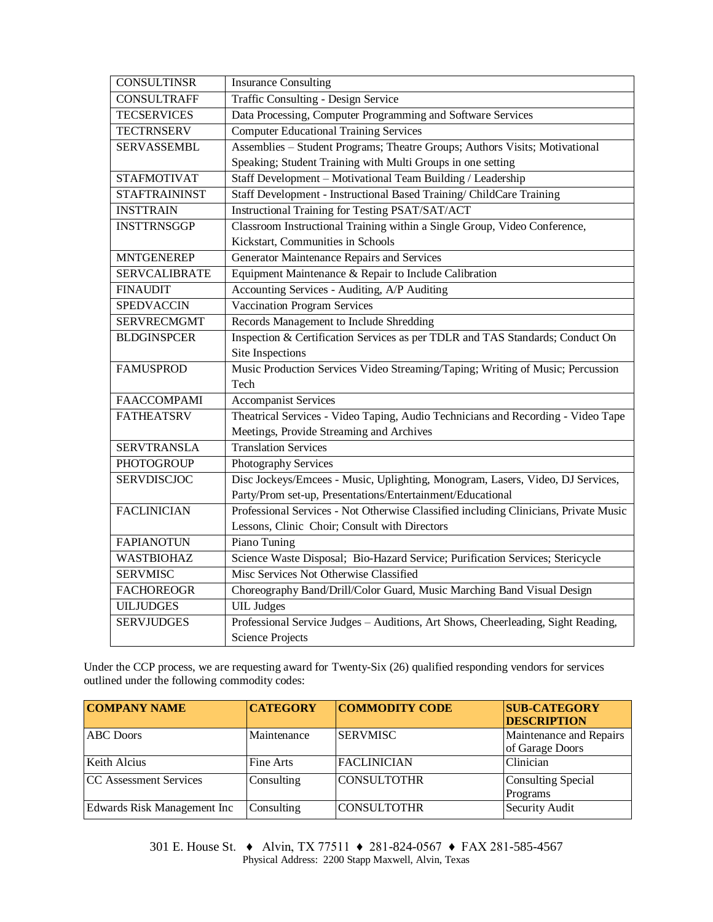| | |
|---|---|
| CONSULTINSR | Insurance Consulting |
| CONSULTRAFF | Traffic Consulting - Design Service |
| TECSERVICES | Data Processing, Computer Programming and Software Services |
| TECTRNSERV | Computer Educational Training Services |
| SERVASSEMBL | Assemblies – Student Programs; Theatre Groups; Authors Visits; Motivational Speaking; Student Training with Multi Groups in one setting |
| STAFMOTIVAT | Staff Development – Motivational Team Building / Leadership |
| STAFTRAININST | Staff Development - Instructional Based Training/ ChildCare Training |
| INSTTRAIN | Instructional Training for Testing PSAT/SAT/ACT |
| INSTTRNSGGP | Classroom Instructional Training within a Single Group, Video Conference, Kickstart, Communities in Schools |
| MNTGENEREP | Generator Maintenance Repairs and Services |
| SERVCALIBRATE | Equipment Maintenance & Repair to Include Calibration |
| FINAUDIT | Accounting Services - Auditing, A/P Auditing |
| SPEDVACCIN | Vaccination Program Services |
| SERVRECMGMT | Records Management to Include Shredding |
| BLDGINSPCER | Inspection & Certification Services as per TDLR and TAS Standards; Conduct On Site Inspections |
| FAMUSPROD | Music Production Services Video Streaming/Taping; Writing of Music; Percussion Tech |
| FAACCOMPAMI | Accompanist Services |
| FATHEATSRV | Theatrical Services - Video Taping, Audio Technicians and Recording - Video Tape Meetings, Provide Streaming and Archives |
| SERVTRANSLA | Translation Services |
| PHOTOGROUP | Photography Services |
| SERVDISCJOC | Disc Jockeys/Emcees - Music, Uplighting, Monogram, Lasers, Video, DJ Services, Party/Prom set-up, Presentations/Entertainment/Educational |
| FACLINICIAN | Professional Services - Not Otherwise Classified including Clinicians, Private Music Lessons, Clinic Choir; Consult with Directors |
| FAPIANOTUN | Piano Tuning |
| WASTBIOHAZ | Science Waste Disposal; Bio-Hazard Service; Purification Services; Stericycle |
| SERVMISC | Misc Services Not Otherwise Classified |
| FACHOREOGR | Choreography Band/Drill/Color Guard, Music Marching Band Visual Design |
| UILJUDGES | UIL Judges |
| SERVJUDGES | Professional Service Judges – Auditions, Art Shows, Cheerleading, Sight Reading, Science Projects |

Under the CCP process, we are requesting award for Twenty-Six (26) qualified responding vendors for services outlined under the following commodity codes:

| COMPANY NAME | CATEGORY | COMMODITY CODE | SUB-CATEGORY DESCRIPTION |
|---|---|---|---|
| ABC Doors | Maintenance | SERVMISC | Maintenance and Repairs of Garage Doors |
| Keith Alcius | Fine Arts | FACLINICIAN | Clinician |
| CC Assessment Services | Consulting | CONSULTOTHR | Consulting Special Programs |
| Edwards Risk Management Inc | Consulting | CONSULTOTHR | Security Audit |

301 E. House St. ♦ Alvin, TX 77511 ♦ 281-824-0567 ♦ FAX 281-585-4567
Physical Address: 2200 Stapp Maxwell, Alvin, Texas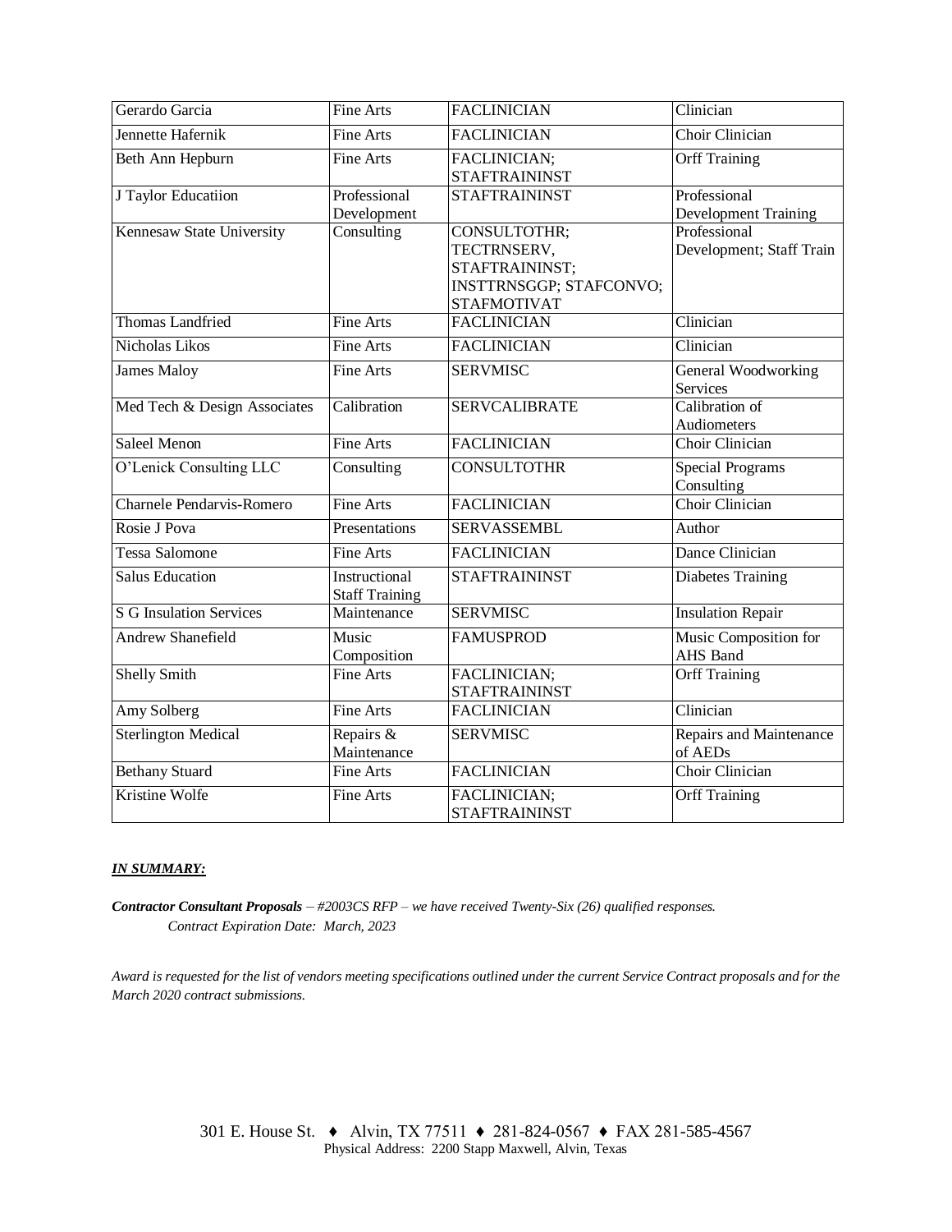| | | | |
|---|---|---|---|
| Gerardo Garcia | Fine Arts | FACLINICIAN | Clinician |
| Jennette Hafernik | Fine Arts | FACLINICIAN | Choir Clinician |
| Beth Ann Hepburn | Fine Arts | FACLINICIAN; STAFTRAININST | Orff Training |
| J Taylor Educatiion | Professional Development | STAFTRAININST | Professional Development Training |
| Kennesaw State University | Consulting | CONSULTOTHR; TECTRNSERV, STAFTRAININST; INSTTRNSGGP; STAFCONVO; STAFMOTIVAT | Professional Development; Staff Train |
| Thomas Landfried | Fine Arts | FACLINICIAN | Clinician |
| Nicholas Likos | Fine Arts | FACLINICIAN | Clinician |
| James Maloy | Fine Arts | SERVMISC | General Woodworking Services |
| Med Tech & Design Associates | Calibration | SERVCALIBRATE | Calibration of Audiometers |
| Saleel Menon | Fine Arts | FACLINICIAN | Choir Clinician |
| O'Lenick Consulting LLC | Consulting | CONSULTOTHR | Special Programs Consulting |
| Charnele Pendarvis-Romero | Fine Arts | FACLINICIAN | Choir Clinician |
| Rosie J Pova | Presentations | SERVASSEMBL | Author |
| Tessa Salomone | Fine Arts | FACLINICIAN | Dance Clinician |
| Salus Education | Instructional Staff Training | STAFTRAININST | Diabetes Training |
| S G Insulation Services | Maintenance | SERVMISC | Insulation Repair |
| Andrew Shanefield | Music Composition | FAMUSPROD | Music Composition for AHS Band |
| Shelly Smith | Fine Arts | FACLINICIAN; STAFTRAININST | Orff Training |
| Amy Solberg | Fine Arts | FACLINICIAN | Clinician |
| Sterlington Medical | Repairs & Maintenance | SERVMISC | Repairs and Maintenance of AEDs |
| Bethany Stuard | Fine Arts | FACLINICIAN | Choir Clinician |
| Kristine Wolfe | Fine Arts | FACLINICIAN; STAFTRAININST | Orff Training |

***IN SUMMARY:***

***Contractor Consultant Proposals** – #2003CS RFP – we have received Twenty-Six (26) qualified responses.*
*Contract Expiration Date: March, 2023*

*Award is requested for the list of vendors meeting specifications outlined under the current Service Contract proposals and for the March 2020 contract submissions.*

301 E. House St. ♦ Alvin, TX 77511 ♦ 281-824-0567 ♦ FAX 281-585-4567
Physical Address: 2200 Stapp Maxwell, Alvin, Texas